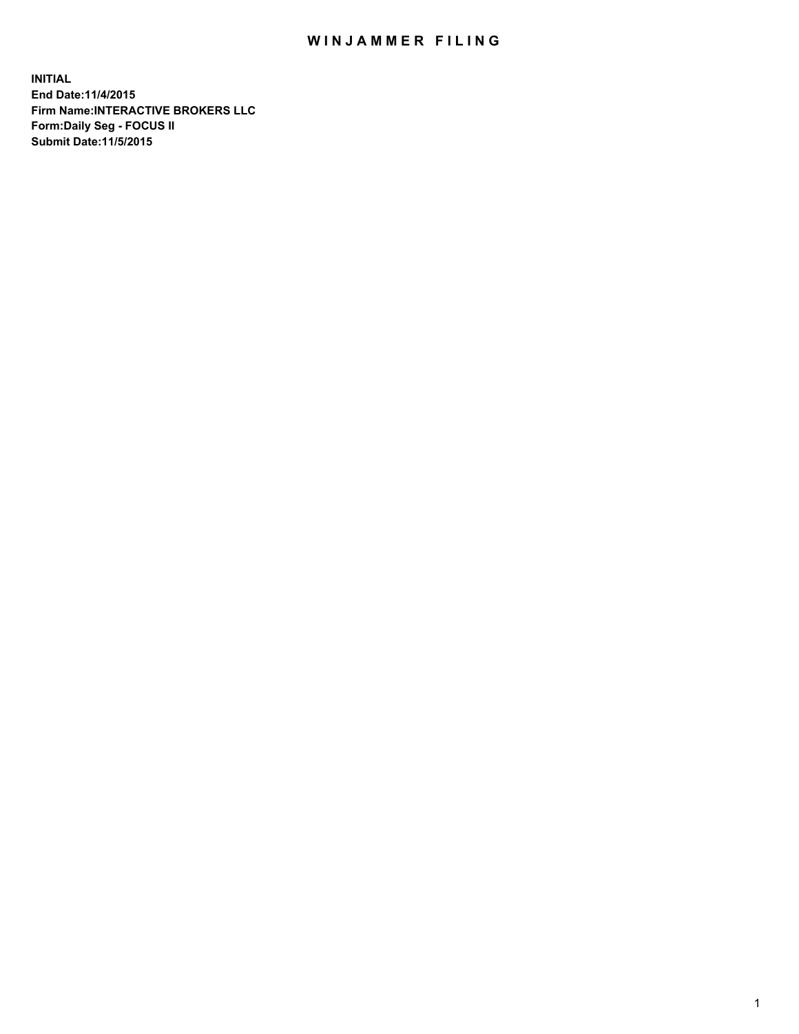# WINJAMMER FILING

**INITIAL**
**End Date:11/4/2015**
**Firm Name:INTERACTIVE BROKERS LLC**
**Form:Daily Seg - FOCUS II**
**Submit Date:11/5/2015**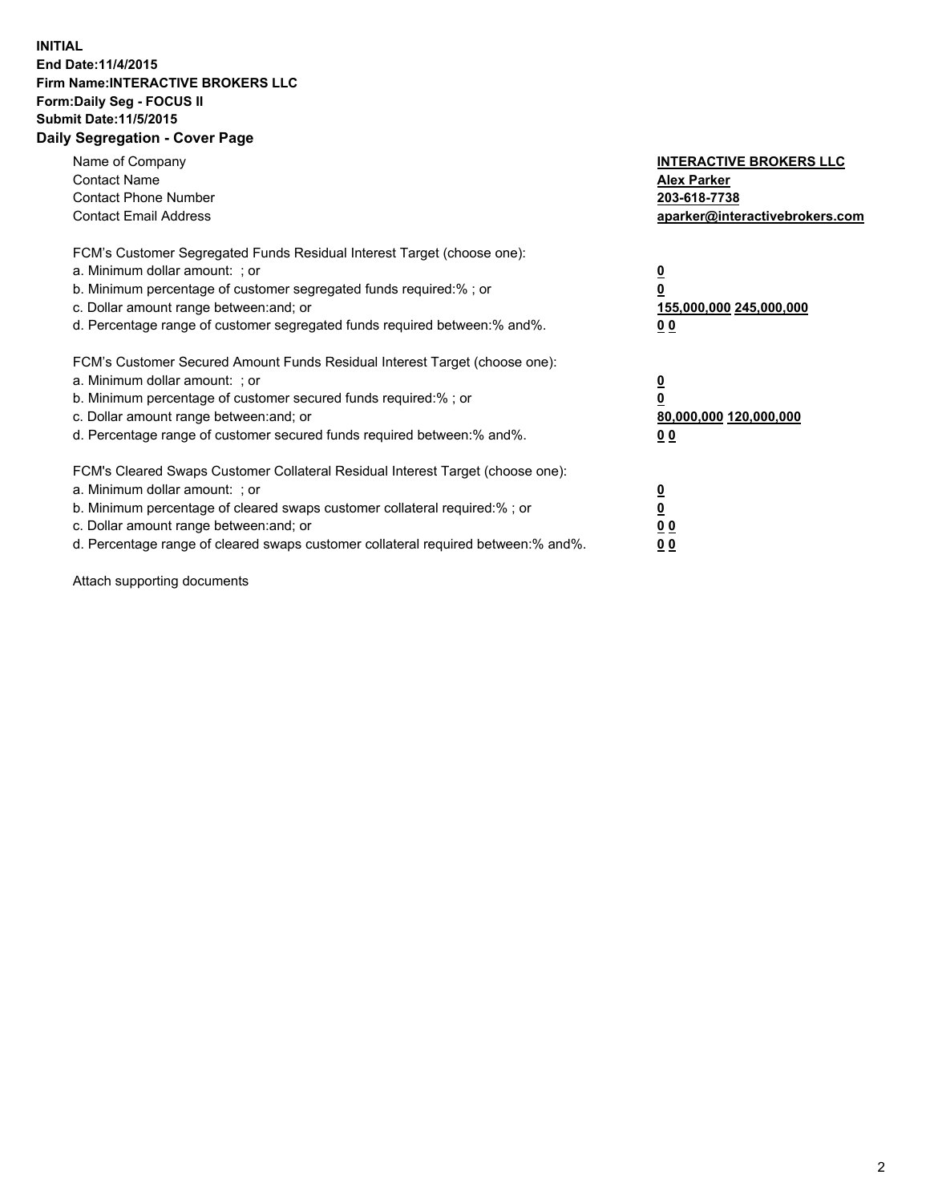**INITIAL**
**End Date:11/4/2015**
**Firm Name:INTERACTIVE BROKERS LLC**
**Form:Daily Seg - FOCUS II**
**Submit Date:11/5/2015**

## Daily Segregation - Cover Page

| | |
|---|---|
| Name of Company | **INTERACTIVE BROKERS LLC** |
| Contact Name | **Alex Parker** |
| Contact Phone Number | **203-618-7738** |
| Contact Email Address | **aparker@interactivebrokers.com** |

FCM's Customer Segregated Funds Residual Interest Target (choose one):

| | |
|---|---|
| a. Minimum dollar amount: ; or | **0** |
| b. Minimum percentage of customer segregated funds required:% ; or | **0** |
| c. Dollar amount range between:and; or | **155,000,000 245,000,000** |
| d. Percentage range of customer segregated funds required between:% and%. | **0 0** |

FCM's Customer Secured Amount Funds Residual Interest Target (choose one):

| | |
|---|---|
| a. Minimum dollar amount: ; or | **0** |
| b. Minimum percentage of customer secured funds required:% ; or | **0** |
| c. Dollar amount range between:and; or | **80,000,000 120,000,000** |
| d. Percentage range of customer secured funds required between:% and%. | **0 0** |

FCM's Cleared Swaps Customer Collateral Residual Interest Target (choose one):

| | |
|---|---|
| a. Minimum dollar amount: ; or | **0** |
| b. Minimum percentage of cleared swaps customer collateral required:% ; or | **0** |
| c. Dollar amount range between:and; or | **0 0** |
| d. Percentage range of cleared swaps customer collateral required between:% and%. | **0 0** |

Attach supporting documents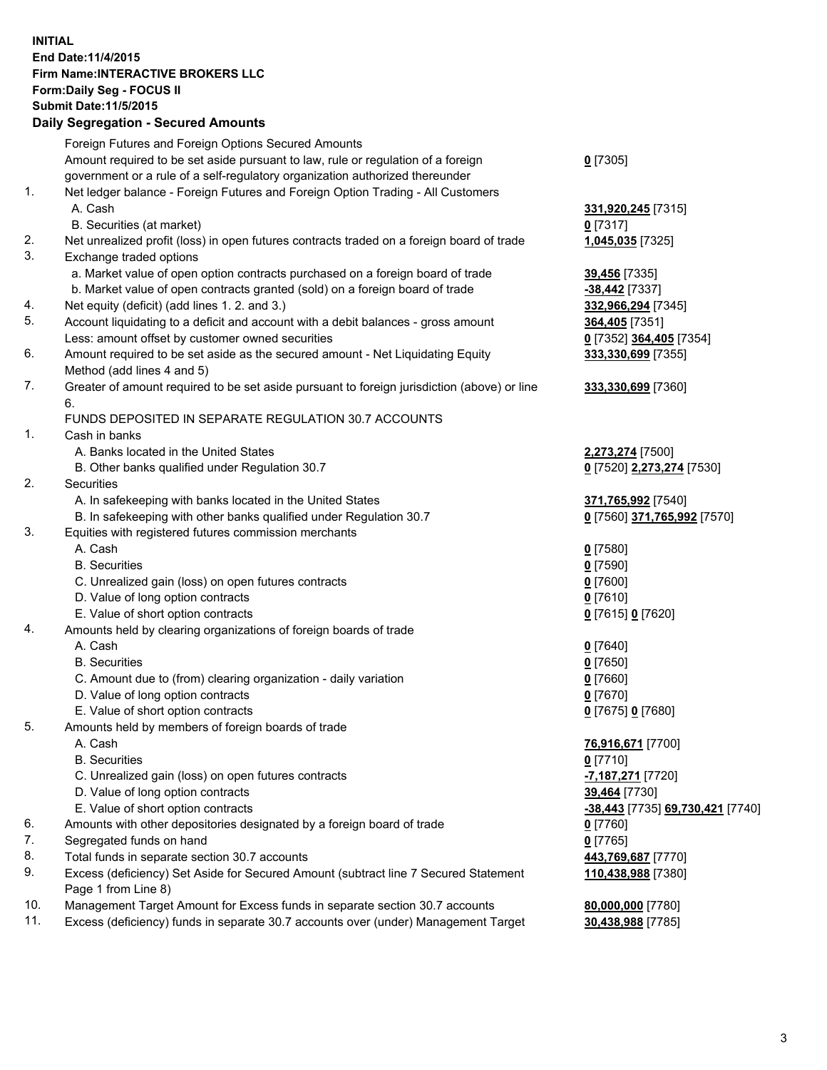**INITIAL**
**End Date:11/4/2015**
**Firm Name:INTERACTIVE BROKERS LLC**
**Form:Daily Seg - FOCUS II**
**Submit Date:11/5/2015**

### Daily Segregation - Secured Amounts

| | | |
|---|---|---|
| | Foreign Futures and Foreign Options Secured Amounts | |
| | Amount required to be set aside pursuant to law, rule or regulation of a foreign government or a rule of a self-regulatory organization authorized thereunder | **0** [7305] |
| 1. | Net ledger balance - Foreign Futures and Foreign Option Trading - All Customers | |
| | A. Cash | **331,920,245** [7315] |
| | B. Securities (at market) | **0** [7317] |
| 2. | Net unrealized profit (loss) in open futures contracts traded on a foreign board of trade | **1,045,035** [7325] |
| 3. | Exchange traded options | |
| | a. Market value of open option contracts purchased on a foreign board of trade | **39,456** [7335] |
| | b. Market value of open contracts granted (sold) on a foreign board of trade | **-38,442** [7337] |
| 4. | Net equity (deficit) (add lines 1. 2. and 3.) | **332,966,294** [7345] |
| 5. | Account liquidating to a deficit and account with a debit balances - gross amount | **364,405** [7351] |
| | Less: amount offset by customer owned securities | **0** [7352] **364,405** [7354] |
| 6. | Amount required to be set aside as the secured amount - Net Liquidating Equity Method (add lines 4 and 5) | **333,330,699** [7355] |
| 7. | Greater of amount required to be set aside pursuant to foreign jurisdiction (above) or line 6. | **333,330,699** [7360] |
| | FUNDS DEPOSITED IN SEPARATE REGULATION 30.7 ACCOUNTS | |
| 1. | Cash in banks | |
| | A. Banks located in the United States | **2,273,274** [7500] |
| | B. Other banks qualified under Regulation 30.7 | **0** [7520] **2,273,274** [7530] |
| 2. | Securities | |
| | A. In safekeeping with banks located in the United States | **371,765,992** [7540] |
| | B. In safekeeping with other banks qualified under Regulation 30.7 | **0** [7560] **371,765,992** [7570] |
| 3. | Equities with registered futures commission merchants | |
| | A. Cash | **0** [7580] |
| | B. Securities | **0** [7590] |
| | C. Unrealized gain (loss) on open futures contracts | **0** [7600] |
| | D. Value of long option contracts | **0** [7610] |
| | E. Value of short option contracts | **0** [7615] **0** [7620] |
| 4. | Amounts held by clearing organizations of foreign boards of trade | |
| | A. Cash | **0** [7640] |
| | B. Securities | **0** [7650] |
| | C. Amount due to (from) clearing organization - daily variation | **0** [7660] |
| | D. Value of long option contracts | **0** [7670] |
| | E. Value of short option contracts | **0** [7675] **0** [7680] |
| 5. | Amounts held by members of foreign boards of trade | |
| | A. Cash | **76,916,671** [7700] |
| | B. Securities | **0** [7710] |
| | C. Unrealized gain (loss) on open futures contracts | **-7,187,271** [7720] |
| | D. Value of long option contracts | **39,464** [7730] |
| | E. Value of short option contracts | **-38,443** [7735] **69,730,421** [7740] |
| 6. | Amounts with other depositories designated by a foreign board of trade | **0** [7760] |
| 7. | Segregated funds on hand | **0** [7765] |
| 8. | Total funds in separate section 30.7 accounts | **443,769,687** [7770] |
| 9. | Excess (deficiency) Set Aside for Secured Amount (subtract line 7 Secured Statement Page 1 from Line 8) | **110,438,988** [7380] |
| 10. | Management Target Amount for Excess funds in separate section 30.7 accounts | **80,000,000** [7780] |
| 11. | Excess (deficiency) funds in separate 30.7 accounts over (under) Management Target | **30,438,988** [7785] |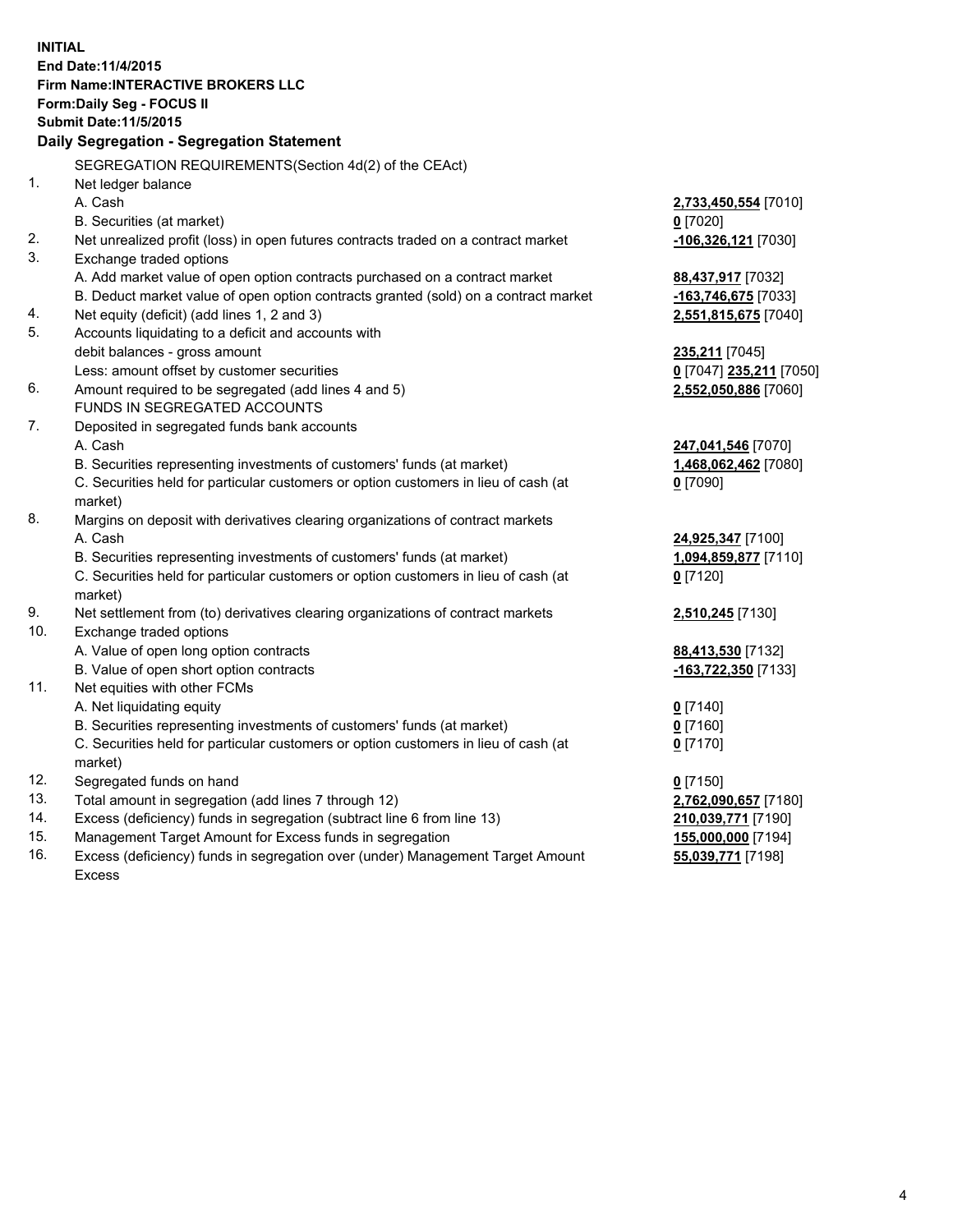**INITIAL**
**End Date:11/4/2015**
**Firm Name:INTERACTIVE BROKERS LLC**
**Form:Daily Seg - FOCUS II**
**Submit Date:11/5/2015**

## Daily Segregation - Segregation Statement

SEGREGATION REQUIREMENTS(Section 4d(2) of the CEAct)

| | | |
|---|---|---|
| 1. | Net ledger balance | |
| | A. Cash | **2,733,450,554** [7010] |
| | B. Securities (at market) | **0** [7020] |
| 2. | Net unrealized profit (loss) in open futures contracts traded on a contract market | **-106,326,121** [7030] |
| 3. | Exchange traded options | |
| | A. Add market value of open option contracts purchased on a contract market | **88,437,917** [7032] |
| | B. Deduct market value of open option contracts granted (sold) on a contract market | **-163,746,675** [7033] |
| 4. | Net equity (deficit) (add lines 1, 2 and 3) | **2,551,815,675** [7040] |
| 5. | Accounts liquidating to a deficit and accounts with | |
| | debit balances - gross amount | **235,211** [7045] |
| | Less: amount offset by customer securities | **0** [7047] **235,211** [7050] |
| 6. | Amount required to be segregated (add lines 4 and 5) | **2,552,050,886** [7060] |
| | FUNDS IN SEGREGATED ACCOUNTS | |
| 7. | Deposited in segregated funds bank accounts | |
| | A. Cash | **247,041,546** [7070] |
| | B. Securities representing investments of customers' funds (at market) | **1,468,062,462** [7080] |
| | C. Securities held for particular customers or option customers in lieu of cash (at market) | **0** [7090] |
| 8. | Margins on deposit with derivatives clearing organizations of contract markets | |
| | A. Cash | **24,925,347** [7100] |
| | B. Securities representing investments of customers' funds (at market) | **1,094,859,877** [7110] |
| | C. Securities held for particular customers or option customers in lieu of cash (at market) | **0** [7120] |
| 9. | Net settlement from (to) derivatives clearing organizations of contract markets | **2,510,245** [7130] |
| 10. | Exchange traded options | |
| | A. Value of open long option contracts | **88,413,530** [7132] |
| | B. Value of open short option contracts | **-163,722,350** [7133] |
| 11. | Net equities with other FCMs | |
| | A. Net liquidating equity | **0** [7140] |
| | B. Securities representing investments of customers' funds (at market) | **0** [7160] |
| | C. Securities held for particular customers or option customers in lieu of cash (at market) | **0** [7170] |
| 12. | Segregated funds on hand | **0** [7150] |
| 13. | Total amount in segregation (add lines 7 through 12) | **2,762,090,657** [7180] |
| 14. | Excess (deficiency) funds in segregation (subtract line 6 from line 13) | **210,039,771** [7190] |
| 15. | Management Target Amount for Excess funds in segregation | **155,000,000** [7194] |
| 16. | Excess (deficiency) funds in segregation over (under) Management Target Amount Excess | **55,039,771** [7198] |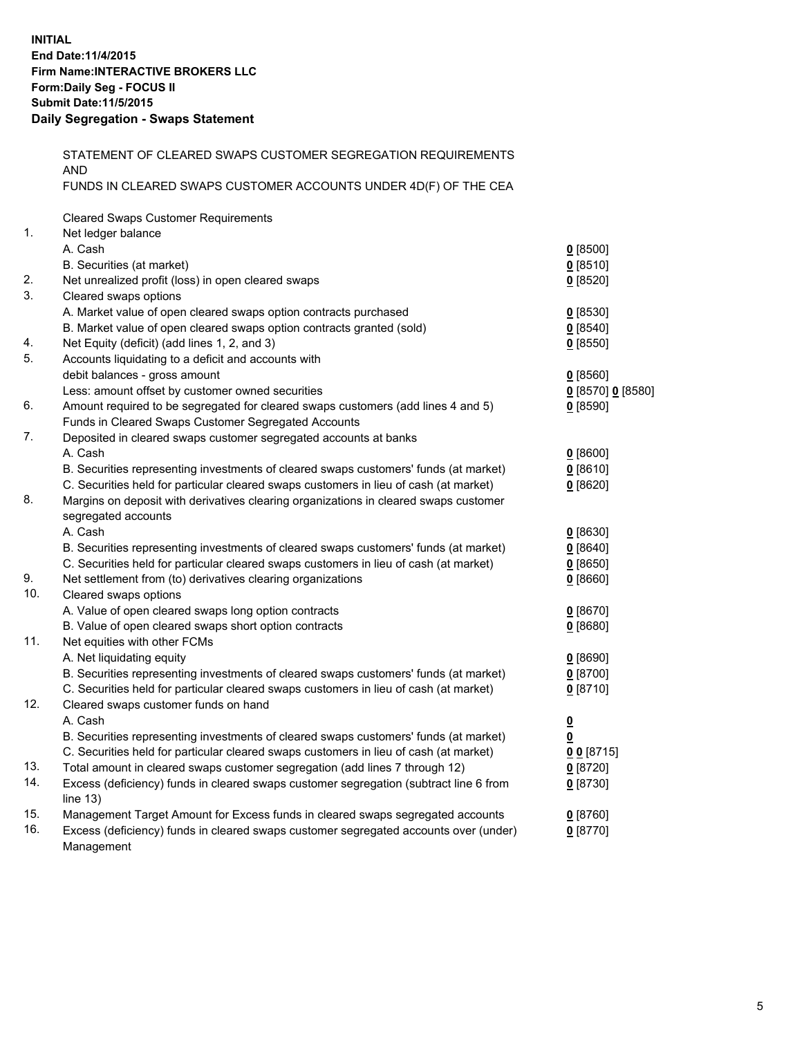**INITIAL**
**End Date:11/4/2015**
**Firm Name:INTERACTIVE BROKERS LLC**
**Form:Daily Seg - FOCUS II**
**Submit Date:11/5/2015**
**Daily Segregation - Swaps Statement**

STATEMENT OF CLEARED SWAPS CUSTOMER SEGREGATION REQUIREMENTS
AND
FUNDS IN CLEARED SWAPS CUSTOMER ACCOUNTS UNDER 4D(F) OF THE CEA

| | | |
|---|---|---|
| | Cleared Swaps Customer Requirements | |
| 1. | Net ledger balance | |
| | A. Cash | 0 [8500] |
| | B. Securities (at market) | 0 [8510] |
| 2. | Net unrealized profit (loss) in open cleared swaps | 0 [8520] |
| 3. | Cleared swaps options | |
| | A. Market value of open cleared swaps option contracts purchased | 0 [8530] |
| | B. Market value of open cleared swaps option contracts granted (sold) | 0 [8540] |
| 4. | Net Equity (deficit) (add lines 1, 2, and 3) | 0 [8550] |
| 5. | Accounts liquidating to a deficit and accounts with | |
| | debit balances - gross amount | 0 [8560] |
| | Less: amount offset by customer owned securities | 0 [8570] 0 [8580] |
| 6. | Amount required to be segregated for cleared swaps customers (add lines 4 and 5) | 0 [8590] |
| | Funds in Cleared Swaps Customer Segregated Accounts | |
| 7. | Deposited in cleared swaps customer segregated accounts at banks | |
| | A. Cash | 0 [8600] |
| | B. Securities representing investments of cleared swaps customers' funds (at market) | 0 [8610] |
| | C. Securities held for particular cleared swaps customers in lieu of cash (at market) | 0 [8620] |
| 8. | Margins on deposit with derivatives clearing organizations in cleared swaps customer segregated accounts | |
| | A. Cash | 0 [8630] |
| | B. Securities representing investments of cleared swaps customers' funds (at market) | 0 [8640] |
| | C. Securities held for particular cleared swaps customers in lieu of cash (at market) | 0 [8650] |
| 9. | Net settlement from (to) derivatives clearing organizations | 0 [8660] |
| 10. | Cleared swaps options | |
| | A. Value of open cleared swaps long option contracts | 0 [8670] |
| | B. Value of open cleared swaps short option contracts | 0 [8680] |
| 11. | Net equities with other FCMs | |
| | A. Net liquidating equity | 0 [8690] |
| | B. Securities representing investments of cleared swaps customers' funds (at market) | 0 [8700] |
| | C. Securities held for particular cleared swaps customers in lieu of cash (at market) | 0 [8710] |
| 12. | Cleared swaps customer funds on hand | |
| | A. Cash | 0 |
| | B. Securities representing investments of cleared swaps customers' funds (at market) | 0 |
| | C. Securities held for particular cleared swaps customers in lieu of cash (at market) | 0 0 [8715] |
| 13. | Total amount in cleared swaps customer segregation (add lines 7 through 12) | 0 [8720] |
| 14. | Excess (deficiency) funds in cleared swaps customer segregation (subtract line 6 from line 13) | 0 [8730] |
| 15. | Management Target Amount for Excess funds in cleared swaps segregated accounts | 0 [8760] |
| 16. | Excess (deficiency) funds in cleared swaps customer segregated accounts over (under) Management | 0 [8770] |